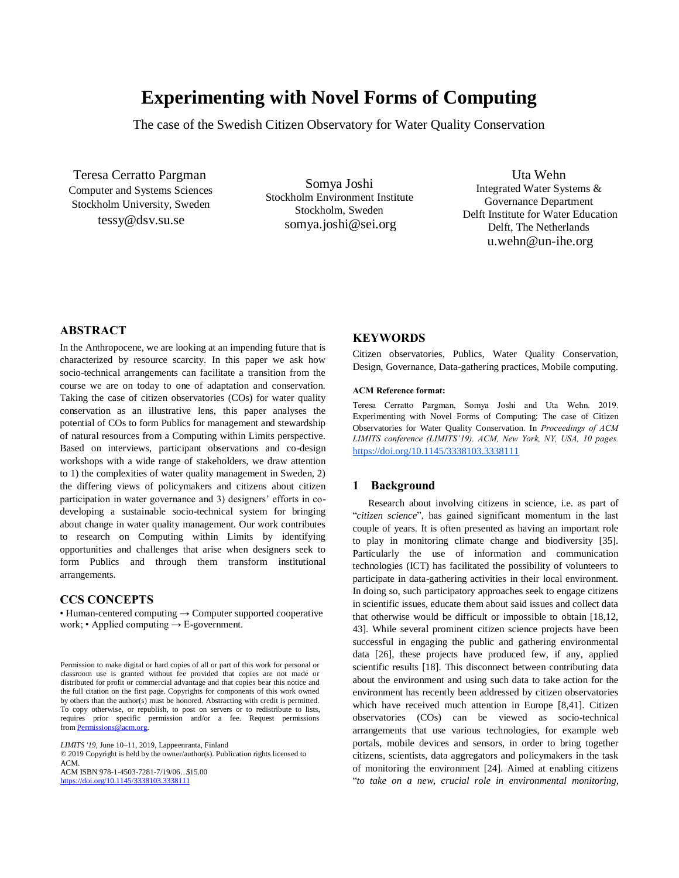# Experimenting with Novel Forms of Computing

The case of the Swedish Citizen Observatory for Water Quality Conservation

Teresa Cerratto Pargman
Computer and Systems Sciences
Stockholm University, Sweden
tessy@dsv.su.se

Somya Joshi
Stockholm Environment Institute
Stockholm, Sweden
somya.joshi@sei.org

Uta Wehn
Integrated Water Systems & Governance Department
Delft Institute for Water Education
Delft, The Netherlands
u.wehn@un-ihe.org

## ABSTRACT

In the Anthropocene, we are looking at an impending future that is characterized by resource scarcity. In this paper we ask how socio-technical arrangements can facilitate a transition from the course we are on today to one of adaptation and conservation. Taking the case of citizen observatories (COs) for water quality conservation as an illustrative lens, this paper analyses the potential of COs to form Publics for management and stewardship of natural resources from a Computing within Limits perspective. Based on interviews, participant observations and co-design workshops with a wide range of stakeholders, we draw attention to 1) the complexities of water quality management in Sweden, 2) the differing views of policymakers and citizens about citizen participation in water governance and 3) designers' efforts in co-developing a sustainable socio-technical system for bringing about change in water quality management. Our work contributes to research on Computing within Limits by identifying opportunities and challenges that arise when designers seek to form Publics and through them transform institutional arrangements.

## CCS CONCEPTS

• Human-centered computing → Computer supported cooperative work; • Applied computing → E-government.

Permission to make digital or hard copies of all or part of this work for personal or classroom use is granted without fee provided that copies are not made or distributed for profit or commercial advantage and that copies bear this notice and the full citation on the first page. Copyrights for components of this work owned by others than the author(s) must be honored. Abstracting with credit is permitted. To copy otherwise, or republish, to post on servers or to redistribute to lists, requires prior specific permission and/or a fee. Request permissions from Permissions@acm.org.

*LIMITS '19*, June 10–11, 2019, Lappeenranta, Finland
© 2019 Copyright is held by the owner/author(s). Publication rights licensed to ACM.
ACM ISBN 978-1-4503-7281-7/19/06…$15.00
https://doi.org/10.1145/3338103.3338111

## KEYWORDS

Citizen observatories, Publics, Water Quality Conservation, Design, Governance, Data-gathering practices, Mobile computing.

**ACM Reference format:**

Teresa Cerratto Pargman, Somya Joshi and Uta Wehn. 2019. Experimenting with Novel Forms of Computing: The case of Citizen Observatories for Water Quality Conservation. In *Proceedings of ACM LIMITS conference (LIMITS'19). ACM, New York, NY, USA, 10 pages.* https://doi.org/10.1145/3338103.3338111

## 1 Background

Research about involving citizens in science, i.e. as part of "*citizen science*", has gained significant momentum in the last couple of years. It is often presented as having an important role to play in monitoring climate change and biodiversity [35]. Particularly the use of information and communication technologies (ICT) has facilitated the possibility of volunteers to participate in data-gathering activities in their local environment. In doing so, such participatory approaches seek to engage citizens in scientific issues, educate them about said issues and collect data that otherwise would be difficult or impossible to obtain [18,12, 43]. While several prominent citizen science projects have been successful in engaging the public and gathering environmental data [26], these projects have produced few, if any, applied scientific results [18]. This disconnect between contributing data about the environment and using such data to take action for the environment has recently been addressed by citizen observatories which have received much attention in Europe [8,41]. Citizen observatories (COs) can be viewed as socio-technical arrangements that use various technologies, for example web portals, mobile devices and sensors, in order to bring together citizens, scientists, data aggregators and policymakers in the task of monitoring the environment [24]. Aimed at enabling citizens "*to take on a new, crucial role in environmental monitoring,*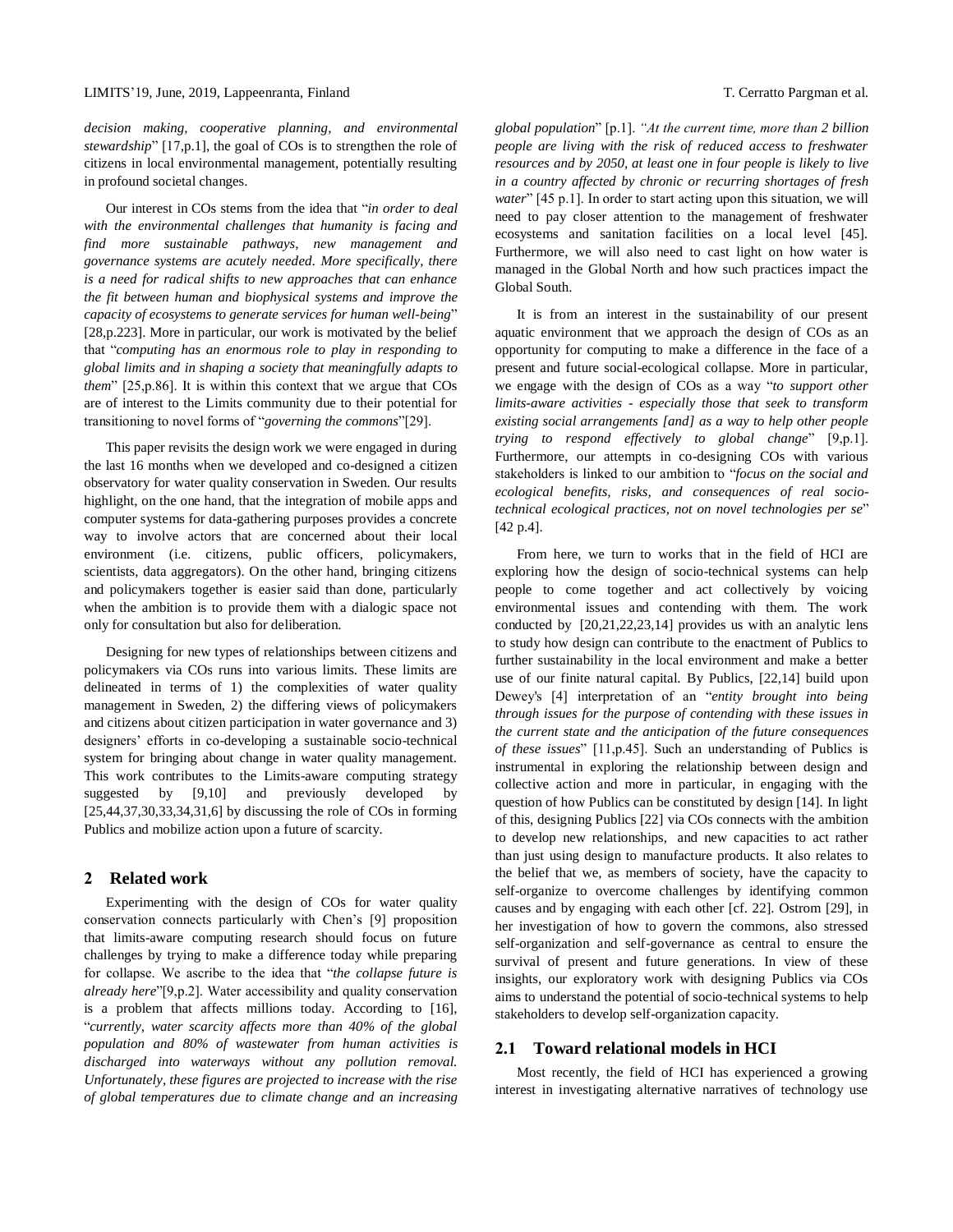*decision making, cooperative planning, and environmental stewardship*" [17,p.1], the goal of COs is to strengthen the role of citizens in local environmental management, potentially resulting in profound societal changes.

Our interest in COs stems from the idea that "*in order to deal with the environmental challenges that humanity is facing and find more sustainable pathways, new management and governance systems are acutely needed. More specifically, there is a need for radical shifts to new approaches that can enhance the fit between human and biophysical systems and improve the capacity of ecosystems to generate services for human well-being*" [28,p.223]. More in particular, our work is motivated by the belief that "*computing has an enormous role to play in responding to global limits and in shaping a society that meaningfully adapts to them*" [25,p.86]. It is within this context that we argue that COs are of interest to the Limits community due to their potential for transitioning to novel forms of "*governing the commons*"[29].

This paper revisits the design work we were engaged in during the last 16 months when we developed and co-designed a citizen observatory for water quality conservation in Sweden. Our results highlight, on the one hand, that the integration of mobile apps and computer systems for data-gathering purposes provides a concrete way to involve actors that are concerned about their local environment (i.e. citizens, public officers, policymakers, scientists, data aggregators). On the other hand, bringing citizens and policymakers together is easier said than done, particularly when the ambition is to provide them with a dialogic space not only for consultation but also for deliberation.

Designing for new types of relationships between citizens and policymakers via COs runs into various limits. These limits are delineated in terms of 1) the complexities of water quality management in Sweden, 2) the differing views of policymakers and citizens about citizen participation in water governance and 3) designers' efforts in co-developing a sustainable socio-technical system for bringing about change in water quality management. This work contributes to the Limits-aware computing strategy suggested by [9,10] and previously developed by [25,44,37,30,33,34,31,6] by discussing the role of COs in forming Publics and mobilize action upon a future of scarcity.

## 2 Related work

Experimenting with the design of COs for water quality conservation connects particularly with Chen's [9] proposition that limits-aware computing research should focus on future challenges by trying to make a difference today while preparing for collapse. We ascribe to the idea that "*the collapse future is already here*"[9,p.2]. Water accessibility and quality conservation is a problem that affects millions today. According to [16], "*currently, water scarcity affects more than 40% of the global population and 80% of wastewater from human activities is discharged into waterways without any pollution removal. Unfortunately, these figures are projected to increase with the rise of global temperatures due to climate change and an increasing global population*" [p.1]. *"At the current time, more than 2 billion people are living with the risk of reduced access to freshwater resources and by 2050, at least one in four people is likely to live in a country affected by chronic or recurring shortages of fresh water*" [45 p.1]. In order to start acting upon this situation, we will need to pay closer attention to the management of freshwater ecosystems and sanitation facilities on a local level [45]. Furthermore, we will also need to cast light on how water is managed in the Global North and how such practices impact the Global South.

It is from an interest in the sustainability of our present aquatic environment that we approach the design of COs as an opportunity for computing to make a difference in the face of a present and future social-ecological collapse. More in particular, we engage with the design of COs as a way "*to support other limits-aware activities - especially those that seek to transform existing social arrangements [and] as a way to help other people trying to respond effectively to global change*" [9,p.1]. Furthermore, our attempts in co-designing COs with various stakeholders is linked to our ambition to "*focus on the social and ecological benefits, risks, and consequences of real socio-technical ecological practices, not on novel technologies per se*" [42 p.4].

From here, we turn to works that in the field of HCI are exploring how the design of socio-technical systems can help people to come together and act collectively by voicing environmental issues and contending with them. The work conducted by [20,21,22,23,14] provides us with an analytic lens to study how design can contribute to the enactment of Publics to further sustainability in the local environment and make a better use of our finite natural capital. By Publics, [22,14] build upon Dewey's [4] interpretation of an "*entity brought into being through issues for the purpose of contending with these issues in the current state and the anticipation of the future consequences of these issues*" [11,p.45]. Such an understanding of Publics is instrumental in exploring the relationship between design and collective action and more in particular, in engaging with the question of how Publics can be constituted by design [14]. In light of this, designing Publics [22] via COs connects with the ambition to develop new relationships, and new capacities to act rather than just using design to manufacture products. It also relates to the belief that we, as members of society, have the capacity to self-organize to overcome challenges by identifying common causes and by engaging with each other [cf. 22]. Ostrom [29], in her investigation of how to govern the commons, also stressed self-organization and self-governance as central to ensure the survival of present and future generations. In view of these insights, our exploratory work with designing Publics via COs aims to understand the potential of socio-technical systems to help stakeholders to develop self-organization capacity.

### 2.1 Toward relational models in HCI

Most recently, the field of HCI has experienced a growing interest in investigating alternative narratives of technology use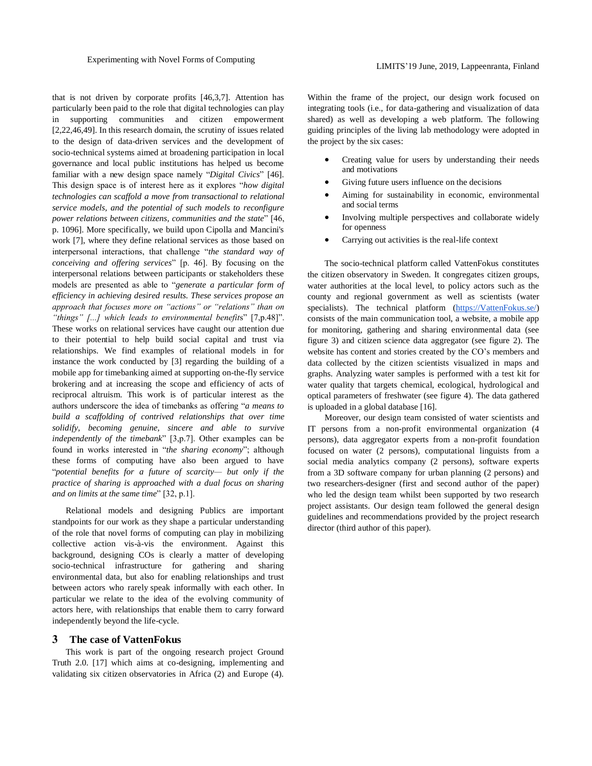that is not driven by corporate profits [46,3,7]. Attention has particularly been paid to the role that digital technologies can play in supporting communities and citizen empowerment [2,22,46,49]. In this research domain, the scrutiny of issues related to the design of data-driven services and the development of socio-technical systems aimed at broadening participation in local governance and local public institutions has helped us become familiar with a new design space namely "*Digital Civics*" [46]. This design space is of interest here as it explores "*how digital technologies can scaffold a move from transactional to relational service models, and the potential of such models to reconfigure power relations between citizens, communities and the state*" [46, p. 1096]. More specifically, we build upon Cipolla and Mancini's work [7], where they define relational services as those based on interpersonal interactions, that challenge "*the standard way of conceiving and offering services*" [p. 46]. By focusing on the interpersonal relations between participants or stakeholders these models are presented as able to "*generate a particular form of efficiency in achieving desired results. These services propose an approach that focuses more on "actions" or "relations" than on "things" [...] which leads to environmental benefits*" [7,p.48]". These works on relational services have caught our attention due to their potential to help build social capital and trust via relationships. We find examples of relational models in for instance the work conducted by [3] regarding the building of a mobile app for timebanking aimed at supporting on-the-fly service brokering and at increasing the scope and efficiency of acts of reciprocal altruism. This work is of particular interest as the authors underscore the idea of timebanks as offering "*a means to build a scaffolding of contrived relationships that over time solidify, becoming genuine, sincere and able to survive independently of the timebank*" [3,p.7]. Other examples can be found in works interested in "*the sharing economy*"; although these forms of computing have also been argued to have "*potential benefits for a future of scarcity— but only if the practice of sharing is approached with a dual focus on sharing and on limits at the same time*" [32, p.1].

Relational models and designing Publics are important standpoints for our work as they shape a particular understanding of the role that novel forms of computing can play in mobilizing collective action vis-à-vis the environment. Against this background, designing COs is clearly a matter of developing socio-technical infrastructure for gathering and sharing environmental data, but also for enabling relationships and trust between actors who rarely speak informally with each other. In particular we relate to the idea of the evolving community of actors here, with relationships that enable them to carry forward independently beyond the life-cycle.

## 3 The case of VattenFokus

This work is part of the ongoing research project Ground Truth 2.0. [17] which aims at co-designing, implementing and validating six citizen observatories in Africa (2) and Europe (4). Within the frame of the project, our design work focused on integrating tools (i.e., for data-gathering and visualization of data shared) as well as developing a web platform. The following guiding principles of the living lab methodology were adopted in the project by the six cases:

- Creating value for users by understanding their needs and motivations
- Giving future users influence on the decisions
- Aiming for sustainability in economic, environmental and social terms
- Involving multiple perspectives and collaborate widely for openness
- Carrying out activities is the real-life context

The socio-technical platform called VattenFokus constitutes the citizen observatory in Sweden. It congregates citizen groups, water authorities at the local level, to policy actors such as the county and regional government as well as scientists (water specialists). The technical platform (https://VattenFokus.se/) consists of the main communication tool, a website, a mobile app for monitoring, gathering and sharing environmental data (see figure 3) and citizen science data aggregator (see figure 2). The website has content and stories created by the CO's members and data collected by the citizen scientists visualized in maps and graphs. Analyzing water samples is performed with a test kit for water quality that targets chemical, ecological, hydrological and optical parameters of freshwater (see figure 4). The data gathered is uploaded in a global database [16].

Moreover, our design team consisted of water scientists and IT persons from a non-profit environmental organization (4 persons), data aggregator experts from a non-profit foundation focused on water (2 persons), computational linguists from a social media analytics company (2 persons), software experts from a 3D software company for urban planning (2 persons) and two researchers-designer (first and second author of the paper) who led the design team whilst been supported by two research project assistants. Our design team followed the general design guidelines and recommendations provided by the project research director (third author of this paper).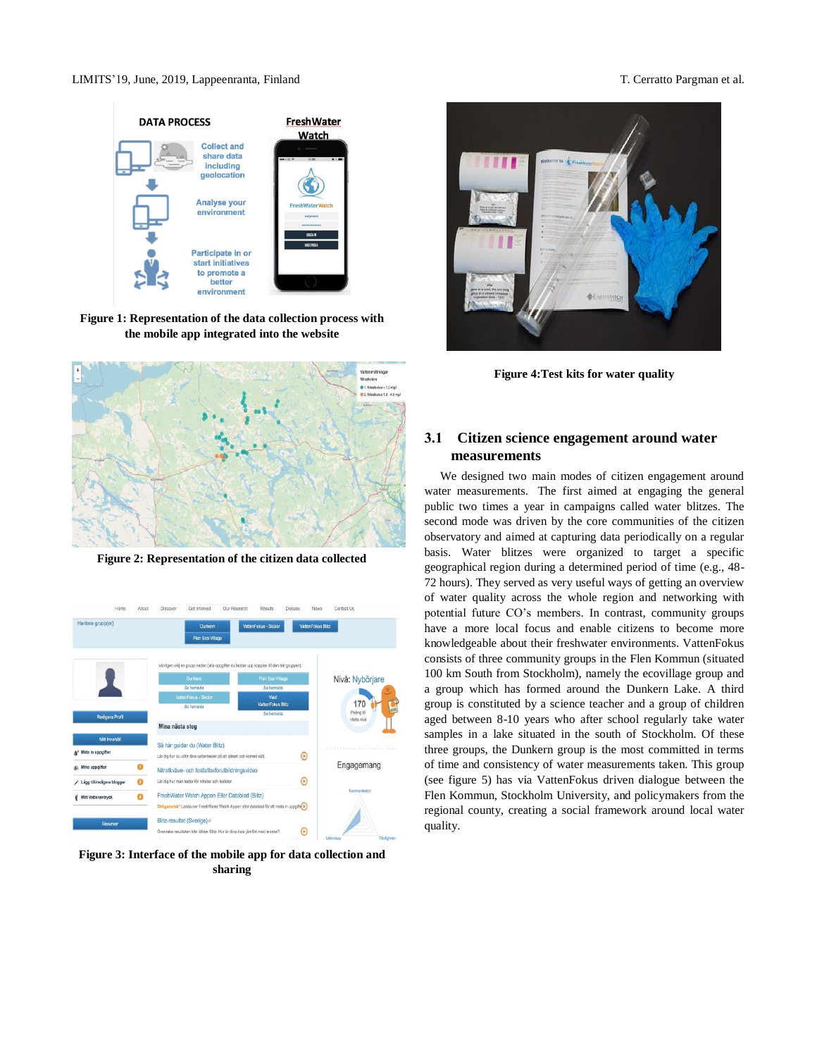Figure 1: Representation of the data collection process with the mobile app integrated into the website

Figure 2: Representation of the citizen data collected

Figure 3: Interface of the mobile app for data collection and sharing

Figure 4:Test kits for water quality

### 3.1 Citizen science engagement around water measurements

We designed two main modes of citizen engagement around water measurements. The first aimed at engaging the general public two times a year in campaigns called water blitzes. The second mode was driven by the core communities of the citizen observatory and aimed at capturing data periodically on a regular basis. Water blitzes were organized to target a specific geographical region during a determined period of time (e.g., 48-72 hours). They served as very useful ways of getting an overview of water quality across the whole region and networking with potential future CO's members. In contrast, community groups have a more local focus and enable citizens to become more knowledgeable about their freshwater environments. VattenFokus consists of three community groups in the Flen Kommun (situated 100 km South from Stockholm), namely the ecovillage group and a group which has formed around the Dunkern Lake. A third group is constituted by a science teacher and a group of children aged between 8-10 years who after school regularly take water samples in a lake situated in the south of Stockholm. Of these three groups, the Dunkern group is the most committed in terms of time and consistency of water measurements taken. This group (see figure 5) has via VattenFokus driven dialogue between the Flen Kommun, Stockholm University, and policymakers from the regional county, creating a social framework around local water quality.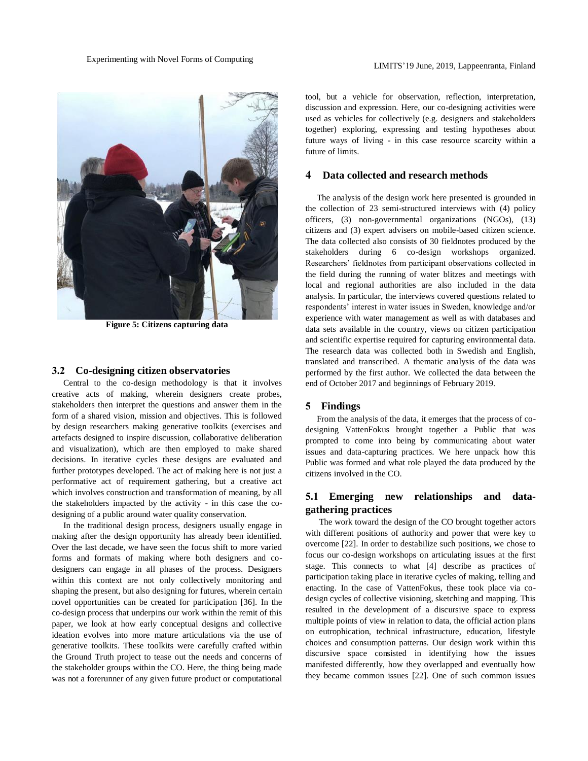Figure 5: Citizens capturing data

### 3.2 Co-designing citizen observatories

Central to the co-design methodology is that it involves creative acts of making, wherein designers create probes, stakeholders then interpret the questions and answer them in the form of a shared vision, mission and objectives. This is followed by design researchers making generative toolkits (exercises and artefacts designed to inspire discussion, collaborative deliberation and visualization), which are then employed to make shared decisions. In iterative cycles these designs are evaluated and further prototypes developed. The act of making here is not just a performative act of requirement gathering, but a creative act which involves construction and transformation of meaning, by all the stakeholders impacted by the activity - in this case the co-designing of a public around water quality conservation.

In the traditional design process, designers usually engage in making after the design opportunity has already been identified. Over the last decade, we have seen the focus shift to more varied forms and formats of making where both designers and co-designers can engage in all phases of the process. Designers within this context are not only collectively monitoring and shaping the present, but also designing for futures, wherein certain novel opportunities can be created for participation [36]. In the co-design process that underpins our work within the remit of this paper, we look at how early conceptual designs and collective ideation evolves into more mature articulations via the use of generative toolkits. These toolkits were carefully crafted within the Ground Truth project to tease out the needs and concerns of the stakeholder groups within the CO. Here, the thing being made was not a forerunner of any given future product or computational tool, but a vehicle for observation, reflection, interpretation, discussion and expression. Here, our co-designing activities were used as vehicles for collectively (e.g. designers and stakeholders together) exploring, expressing and testing hypotheses about future ways of living - in this case resource scarcity within a future of limits.

## 4 Data collected and research methods

The analysis of the design work here presented is grounded in the collection of 23 semi-structured interviews with (4) policy officers, (3) non-governmental organizations (NGOs), (13) citizens and (3) expert advisers on mobile-based citizen science. The data collected also consists of 30 fieldnotes produced by the stakeholders during 6 co-design workshops organized. Researchers' fieldnotes from participant observations collected in the field during the running of water blitzes and meetings with local and regional authorities are also included in the data analysis. In particular, the interviews covered questions related to respondents' interest in water issues in Sweden, knowledge and/or experience with water management as well as with databases and data sets available in the country, views on citizen participation and scientific expertise required for capturing environmental data. The research data was collected both in Swedish and English, translated and transcribed. A thematic analysis of the data was performed by the first author. We collected the data between the end of October 2017 and beginnings of February 2019.

## 5 Findings

From the analysis of the data, it emerges that the process of co-designing VattenFokus brought together a Public that was prompted to come into being by communicating about water issues and data-capturing practices. We here unpack how this Public was formed and what role played the data produced by the citizens involved in the CO.

### 5.1 Emerging new relationships and data-gathering practices

The work toward the design of the CO brought together actors with different positions of authority and power that were key to overcome [22]. In order to destabilize such positions, we chose to focus our co-design workshops on articulating issues at the first stage. This connects to what [4] describe as practices of participation taking place in iterative cycles of making, telling and enacting. In the case of VattenFokus, these took place via co-design cycles of collective visioning, sketching and mapping. This resulted in the development of a discursive space to express multiple points of view in relation to data, the official action plans on eutrophication, technical infrastructure, education, lifestyle choices and consumption patterns. Our design work within this discursive space consisted in identifying how the issues manifested differently, how they overlapped and eventually how they became common issues [22]. One of such common issues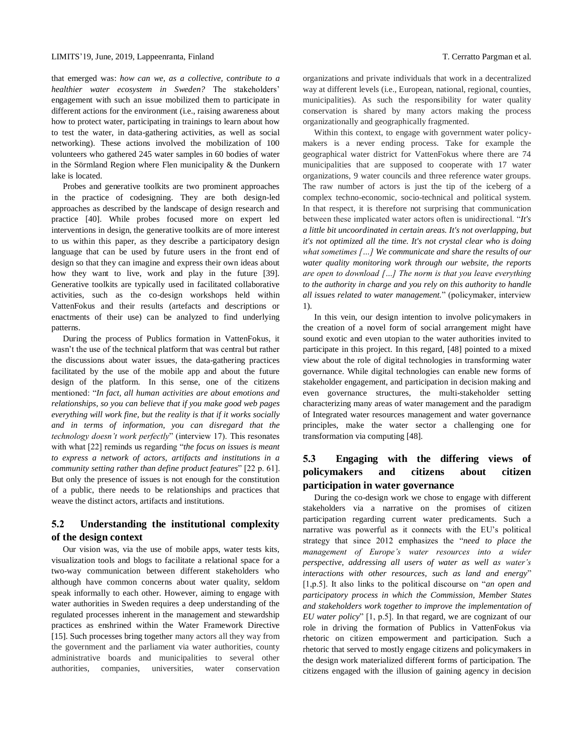that emerged was: *how can we, as a collective, contribute to a healthier water ecosystem in Sweden?* The stakeholders' engagement with such an issue mobilized them to participate in different actions for the environment (i.e., raising awareness about how to protect water, participating in trainings to learn about how to test the water, in data-gathering activities, as well as social networking). These actions involved the mobilization of 100 volunteers who gathered 245 water samples in 60 bodies of water in the Sörmland Region where Flen municipality & the Dunkern lake is located.

Probes and generative toolkits are two prominent approaches in the practice of codesigning. They are both design-led approaches as described by the landscape of design research and practice [40]. While probes focused more on expert led interventions in design, the generative toolkits are of more interest to us within this paper, as they describe a participatory design language that can be used by future users in the front end of design so that they can imagine and express their own ideas about how they want to live, work and play in the future [39]. Generative toolkits are typically used in facilitated collaborative activities, such as the co-design workshops held within VattenFokus and their results (artefacts and descriptions or enactments of their use) can be analyzed to find underlying patterns.

During the process of Publics formation in VattenFokus, it wasn't the use of the technical platform that was central but rather the discussions about water issues, the data-gathering practices facilitated by the use of the mobile app and about the future design of the platform. In this sense, one of the citizens mentioned: "*In fact, all human activities are about emotions and relationships, so you can believe that if you make good web pages everything will work fine, but the reality is that if it works socially and in terms of information, you can disregard that the technology doesn't work perfectly*" (interview 17). This resonates with what [22] reminds us regarding "*the focus on issues is meant to express a network of actors, artifacts and institutions in a community setting rather than define product features*" [22 p. 61]. But only the presence of issues is not enough for the constitution of a public, there needs to be relationships and practices that weave the distinct actors, artifacts and institutions.

## 5.2 Understanding the institutional complexity of the design context

Our vision was, via the use of mobile apps, water tests kits, visualization tools and blogs to facilitate a relational space for a two-way communication between different stakeholders who although have common concerns about water quality, seldom speak informally to each other. However, aiming to engage with water authorities in Sweden requires a deep understanding of the regulated processes inherent in the management and stewardship practices as enshrined within the Water Framework Directive [15]. Such processes bring together many actors all they way from the government and the parliament via water authorities, county administrative boards and municipalities to several other authorities, companies, universities, water conservation organizations and private individuals that work in a decentralized way at different levels (i.e., European, national, regional, counties, municipalities). As such the responsibility for water quality conservation is shared by many actors making the process organizationally and geographically fragmented.

Within this context, to engage with government water policy-makers is a never ending process. Take for example the geographical water district for VattenFokus where there are 74 municipalities that are supposed to cooperate with 17 water organizations, 9 water councils and three reference water groups. The raw number of actors is just the tip of the iceberg of a complex techno-economic, socio-technical and political system. In that respect, it is therefore not surprising that communication between these implicated water actors often is unidirectional. "***It's a little bit uncoordinated in certain areas. It's not overlapping, but it's not optimized all the time. It's not crystal clear who is doing** what sometimes […] **We communicate and share the results of our water quality monitoring work through our website, the reports are open to download […] The norm is that you leave everything to the authority in charge and you rely on this authority to handle all issues related to water management.***" (policymaker, interview 1).

In this vein, our design intention to involve policymakers in the creation of a novel form of social arrangement might have sound exotic and even utopian to the water authorities invited to participate in this project. In this regard, [48] pointed to a mixed view about the role of digital technologies in transforming water governance. While digital technologies can enable new forms of stakeholder engagement, and participation in decision making and even governance structures, the multi-stakeholder setting characterizing many areas of water management and the paradigm of Integrated water resources management and water governance principles, make the water sector a challenging one for transformation via computing [48].

## 5.3 Engaging with the differing views of policymakers and citizens about citizen participation in water governance

During the co-design work we chose to engage with different stakeholders via a narrative on the promises of citizen participation regarding current water predicaments. Such a narrative was powerful as it connects with the EU's political strategy that since 2012 emphasizes the "*need to place the management of Europe's water resources into a wider perspective, addressing all users of water as well as water's interactions with other resources, such as land and energy*" [1,p.5]. It also links to the political discourse on "*an open and participatory process in which the Commission, Member States and stakeholders work together to improve the implementation of EU water policy*" [1, p.5]. In that regard, we are cognizant of our role in driving the formation of Publics in VattenFokus via rhetoric on citizen empowerment and participation. Such a rhetoric that served to mostly engage citizens and policymakers in the design work materialized different forms of participation. The citizens engaged with the illusion of gaining agency in decision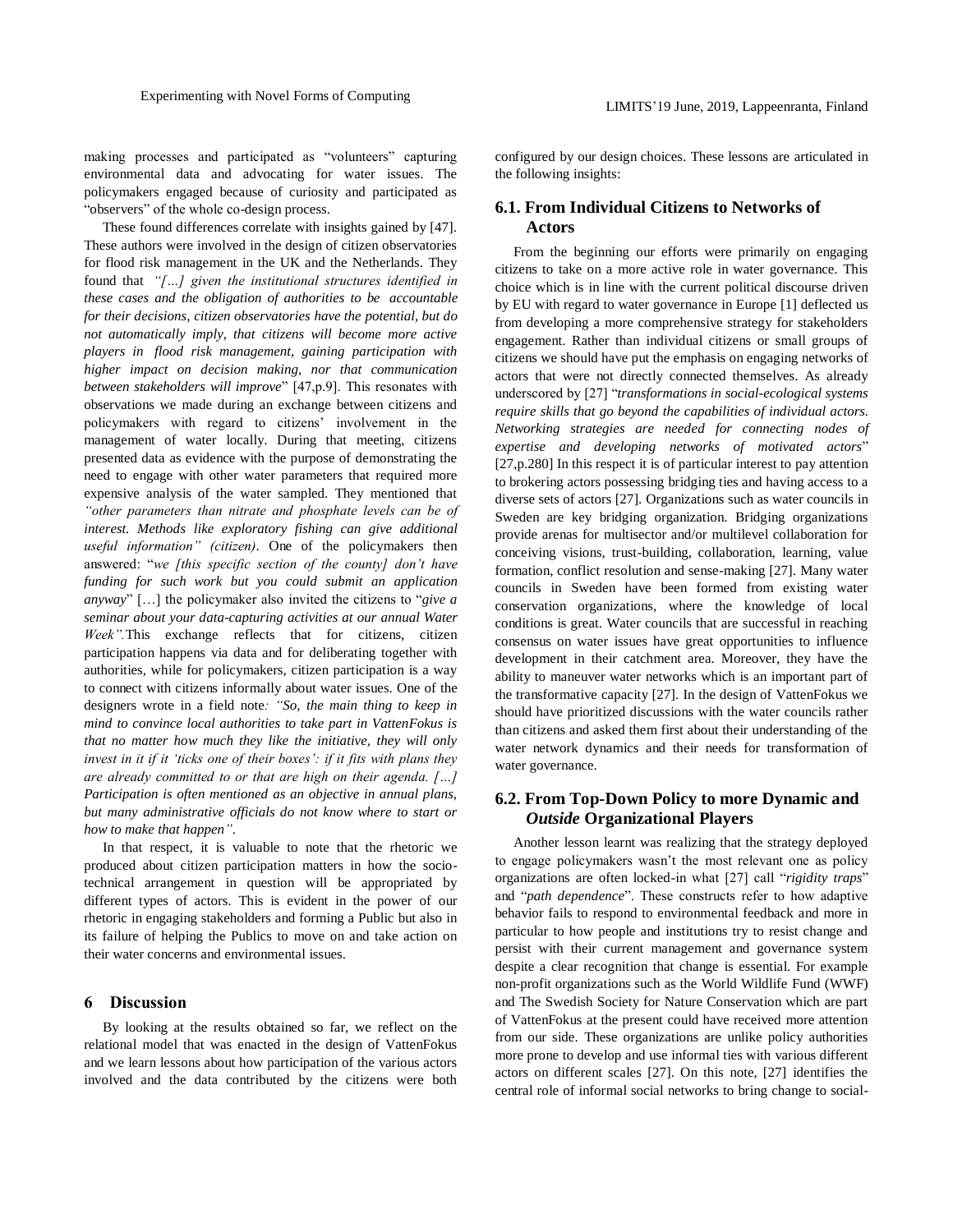making processes and participated as “volunteers” capturing environmental data and advocating for water issues. The policymakers engaged because of curiosity and participated as “observers” of the whole co-design process.

These found differences correlate with insights gained by [47]. These authors were involved in the design of citizen observatories for flood risk management in the UK and the Netherlands. They found that *“[…] given the institutional structures identified in these cases and the obligation of authorities to be accountable for their decisions, citizen observatories have the potential, but do not automatically imply, that citizens will become more active players in flood risk management, gaining participation with higher impact on decision making, nor that communication between stakeholders will improve*” [47,p.9]. This resonates with observations we made during an exchange between citizens and policymakers with regard to citizens’ involvement in the management of water locally. During that meeting, citizens presented data as evidence with the purpose of demonstrating the need to engage with other water parameters that required more expensive analysis of the water sampled. They mentioned that *“other parameters than nitrate and phosphate levels can be of interest. Methods like exploratory fishing can give additional useful information” (citizen)*. One of the policymakers then answered: “*we [this specific section of the county] don’t have funding for such work but you could submit an application anyway*” […] the policymaker also invited the citizens to “*give a seminar about your data-capturing activities at our annual Water Week”.*This exchange reflects that for citizens, citizen participation happens via data and for deliberating together with authorities, while for policymakers, citizen participation is a way to connect with citizens informally about water issues. One of the designers wrote in a field note*: “So, the main thing to keep in mind to convince local authorities to take part in VattenFokus is that no matter how much they like the initiative, they will only invest in it if it ‘ticks one of their boxes’: if it fits with plans they are already committed to or that are high on their agenda. […] Participation is often mentioned as an objective in annual plans, but many administrative officials do not know where to start or how to make that happen”.*

In that respect, it is valuable to note that the rhetoric we produced about citizen participation matters in how the socio-technical arrangement in question will be appropriated by different types of actors. This is evident in the power of our rhetoric in engaging stakeholders and forming a Public but also in its failure of helping the Publics to move on and take action on their water concerns and environmental issues.

# 6 Discussion

By looking at the results obtained so far, we reflect on the relational model that was enacted in the design of VattenFokus and we learn lessons about how participation of the various actors involved and the data contributed by the citizens were both configured by our design choices. These lessons are articulated in the following insights:

## 6.1. From Individual Citizens to Networks of Actors

From the beginning our efforts were primarily on engaging citizens to take on a more active role in water governance. This choice which is in line with the current political discourse driven by EU with regard to water governance in Europe [1] deflected us from developing a more comprehensive strategy for stakeholders engagement. Rather than individual citizens or small groups of citizens we should have put the emphasis on engaging networks of actors that were not directly connected themselves. As already underscored by [27] “*transformations in social-ecological systems require skills that go beyond the capabilities of individual actors. Networking strategies are needed for connecting nodes of expertise and developing networks of motivated actors*” [27,p.280] In this respect it is of particular interest to pay attention to brokering actors possessing bridging ties and having access to a diverse sets of actors [27]. Organizations such as water councils in Sweden are key bridging organization. Bridging organizations provide arenas for multisector and/or multilevel collaboration for conceiving visions, trust-building, collaboration, learning, value formation, conflict resolution and sense-making [27]. Many water councils in Sweden have been formed from existing water conservation organizations, where the knowledge of local conditions is great. Water councils that are successful in reaching consensus on water issues have great opportunities to influence development in their catchment area. Moreover, they have the ability to maneuver water networks which is an important part of the transformative capacity [27]. In the design of VattenFokus we should have prioritized discussions with the water councils rather than citizens and asked them first about their understanding of the water network dynamics and their needs for transformation of water governance.

## 6.2. From Top-Down Policy to more Dynamic and *Outside* Organizational Players

Another lesson learnt was realizing that the strategy deployed to engage policymakers wasn’t the most relevant one as policy organizations are often locked-in what [27] call “*rigidity traps*” and “*path dependence*”. These constructs refer to how adaptive behavior fails to respond to environmental feedback and more in particular to how people and institutions try to resist change and persist with their current management and governance system despite a clear recognition that change is essential. For example non-profit organizations such as the World Wildlife Fund (WWF) and The Swedish Society for Nature Conservation which are part of VattenFokus at the present could have received more attention from our side. These organizations are unlike policy authorities more prone to develop and use informal ties with various different actors on different scales [27]. On this note, [27] identifies the central role of informal social networks to bring change to social-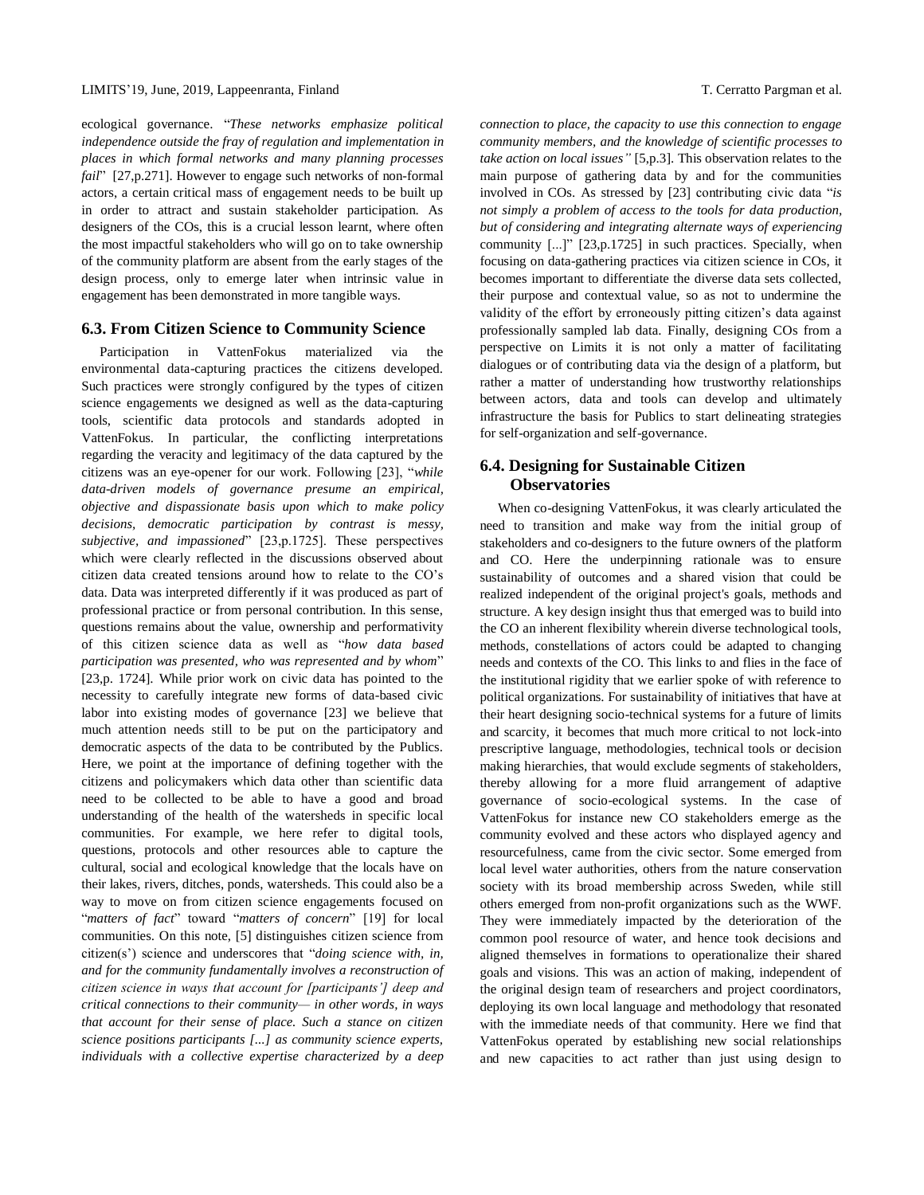ecological governance. "*These networks emphasize political independence outside the fray of regulation and implementation in places in which formal networks and many planning processes fail*" [27,p.271]. However to engage such networks of non-formal actors, a certain critical mass of engagement needs to be built up in order to attract and sustain stakeholder participation. As designers of the COs, this is a crucial lesson learnt, where often the most impactful stakeholders who will go on to take ownership of the community platform are absent from the early stages of the design process, only to emerge later when intrinsic value in engagement has been demonstrated in more tangible ways.

### 6.3. From Citizen Science to Community Science

Participation in VattenFokus materialized via the environmental data-capturing practices the citizens developed. Such practices were strongly configured by the types of citizen science engagements we designed as well as the data-capturing tools, scientific data protocols and standards adopted in VattenFokus. In particular, the conflicting interpretations regarding the veracity and legitimacy of the data captured by the citizens was an eye-opener for our work. Following [23], "*while data-driven models of governance presume an empirical, objective and dispassionate basis upon which to make policy decisions, democratic participation by contrast is messy, subjective, and impassioned*" [23,p.1725]. These perspectives which were clearly reflected in the discussions observed about citizen data created tensions around how to relate to the CO's data. Data was interpreted differently if it was produced as part of professional practice or from personal contribution. In this sense, questions remains about the value, ownership and performativity of this citizen science data as well as "*how data based participation was presented, who was represented and by whom*" [23,p. 1724]. While prior work on civic data has pointed to the necessity to carefully integrate new forms of data-based civic labor into existing modes of governance [23] we believe that much attention needs still to be put on the participatory and democratic aspects of the data to be contributed by the Publics. Here, we point at the importance of defining together with the citizens and policymakers which data other than scientific data need to be collected to be able to have a good and broad understanding of the health of the watersheds in specific local communities. For example, we here refer to digital tools, questions, protocols and other resources able to capture the cultural, social and ecological knowledge that the locals have on their lakes, rivers, ditches, ponds, watersheds. This could also be a way to move on from citizen science engagements focused on "*matters of fact*" toward "*matters of concern*" [19] for local communities. On this note, [5] distinguishes citizen science from citizen(s') science and underscores that "*doing science with, in, and for the community fundamentally involves a reconstruction of citizen science in ways that account for [participants'] deep and critical connections to their community— in other words, in ways that account for their sense of place. Such a stance on citizen science positions participants [...] as community science experts, individuals with a collective expertise characterized by a deep connection to place, the capacity to use this connection to engage community members, and the knowledge of scientific processes to take action on local issues"* [5,p.3]. This observation relates to the main purpose of gathering data by and for the communities involved in COs. As stressed by [23] contributing civic data "*is not simply a problem of access to the tools for data production, but of considering and integrating alternate ways of experiencing* community [...]" [23,p.1725] in such practices. Specially, when focusing on data-gathering practices via citizen science in COs, it becomes important to differentiate the diverse data sets collected, their purpose and contextual value, so as not to undermine the validity of the effort by erroneously pitting citizen's data against professionally sampled lab data. Finally, designing COs from a perspective on Limits it is not only a matter of facilitating dialogues or of contributing data via the design of a platform, but rather a matter of understanding how trustworthy relationships between actors, data and tools can develop and ultimately infrastructure the basis for Publics to start delineating strategies for self-organization and self-governance.

### 6.4. Designing for Sustainable Citizen Observatories

When co-designing VattenFokus, it was clearly articulated the need to transition and make way from the initial group of stakeholders and co-designers to the future owners of the platform and CO. Here the underpinning rationale was to ensure sustainability of outcomes and a shared vision that could be realized independent of the original project's goals, methods and structure. A key design insight thus that emerged was to build into the CO an inherent flexibility wherein diverse technological tools, methods, constellations of actors could be adapted to changing needs and contexts of the CO. This links to and flies in the face of the institutional rigidity that we earlier spoke of with reference to political organizations. For sustainability of initiatives that have at their heart designing socio-technical systems for a future of limits and scarcity, it becomes that much more critical to not lock-into prescriptive language, methodologies, technical tools or decision making hierarchies, that would exclude segments of stakeholders, thereby allowing for a more fluid arrangement of adaptive governance of socio-ecological systems. In the case of VattenFokus for instance new CO stakeholders emerge as the community evolved and these actors who displayed agency and resourcefulness, came from the civic sector. Some emerged from local level water authorities, others from the nature conservation society with its broad membership across Sweden, while still others emerged from non-profit organizations such as the WWF. They were immediately impacted by the deterioration of the common pool resource of water, and hence took decisions and aligned themselves in formations to operationalize their shared goals and visions. This was an action of making, independent of the original design team of researchers and project coordinators, deploying its own local language and methodology that resonated with the immediate needs of that community. Here we find that VattenFokus operated by establishing new social relationships and new capacities to act rather than just using design to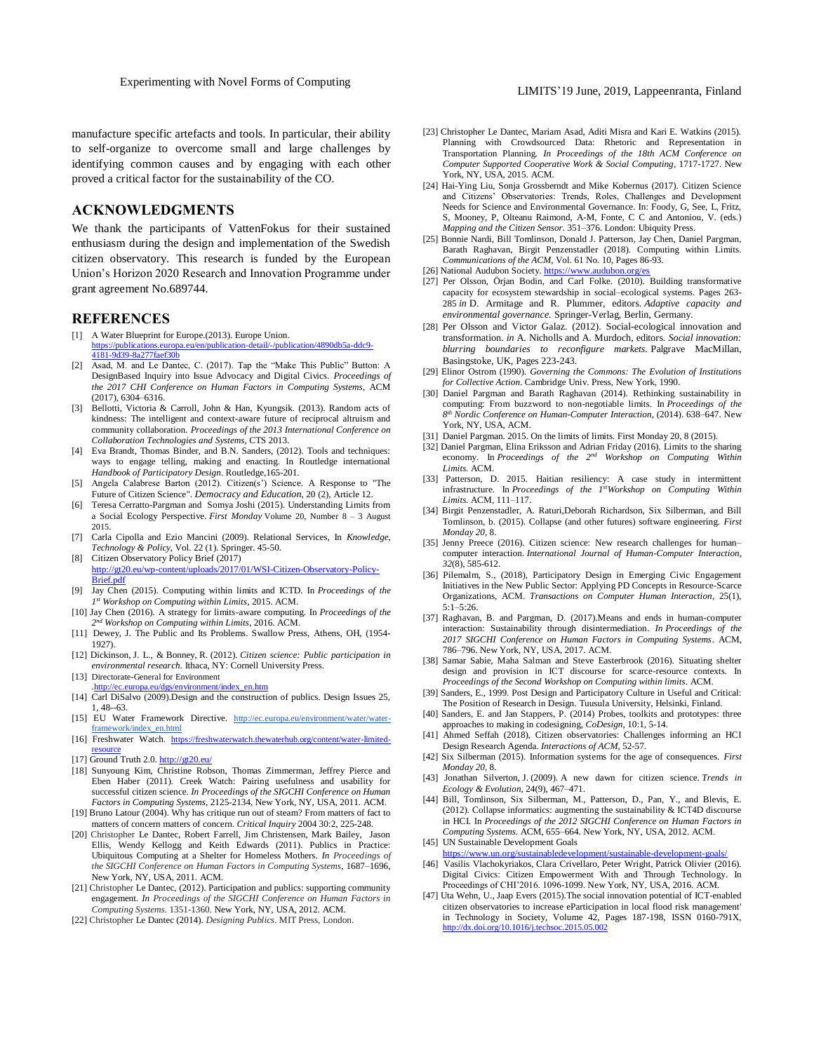manufacture specific artefacts and tools. In particular, their ability to self-organize to overcome small and large challenges by identifying common causes and by engaging with each other proved a critical factor for the sustainability of the CO.

## ACKNOWLEDGMENTS

We thank the participants of VattenFokus for their sustained enthusiasm during the design and implementation of the Swedish citizen observatory. This research is funded by the European Union's Horizon 2020 Research and Innovation Programme under grant agreement No.689744.

## REFERENCES

[1] A Water Blueprint for Europe.(2013). Europe Union. https://publications.europa.eu/en/publication-detail/-/publication/4890db5a-ddc9-4181-9d39-8a277faef30b

[2] Asad, M. and Le Dantec, C. (2017). Tap the "Make This Public" Button: A DesignBased Inquiry into Issue Advocacy and Digital Civics. *Proceedings of the 2017 CHI Conference on Human Factors in Computing Systems*, ACM (2017), 6304–6316.

[3] Bellotti, Victoria & Carroll, John & Han, Kyungsik. (2013). Random acts of kindness: The intelligent and context-aware future of reciprocal altruism and community collaboration. *Proceedings of the 2013 International Conference on Collaboration Technologies and Systems*, CTS 2013.

[4] Eva Brandt, Thomas Binder, and B.N. Sanders, (2012). Tools and techniques: ways to engage telling, making and enacting. In Routledge international *Handbook of Participatory Design*. Routledge,165-201.

[5] Angela Calabrese Barton (2012). Citizen(s') Science. A Response to "The Future of Citizen Science". *Democracy and Education*, 20 (2), Article 12.

[6] Teresa Cerratto-Pargman and Somya Joshi (2015). Understanding Limits from a Social Ecology Perspective. *First Monday* Volume 20, Number 8 – 3 August 2015.

[7] Carla Cipolla and Ezio Mancini (2009). Relational Services, In *Knowledge, Technology & Policy*, Vol. 22 (1). Springer. 45-50.

[8] Citizen Observatory Policy Brief (2017) http://gt20.eu/wp-content/uploads/2017/01/WSI-Citizen-Observatory-Policy-Brief.pdf

[9] Jay Chen (2015). Computing within limits and ICTD. In *Proceedings of the 1st Workshop on Computing within Limits*, 2015. ACM.

[10] Jay Chen (2016). A strategy for limits-aware computing. In *Proceedings of the 2nd Workshop on Computing within Limits*, 2016. ACM.

[11] Dewey, J. The Public and Its Problems. Swallow Press, Athens, OH, (1954-1927).

[12] Dickinson, J. L., & Bonney, R. (2012). *Citizen science: Public participation in environmental research.* Ithaca, NY: Cornell University Press.

[13] Directorate-General for Environment .http://ec.europa.eu/dgs/environment/index_en.htm

[14] Carl DiSalvo (2009).Design and the construction of publics. Design Issues 25, 1, 48--63.

[15] EU Water Framework Directive. http://ec.europa.eu/environment/water/water-framework/index_en.html

[16] Freshwater Watch. https://freshwaterwatch.thewaterhub.org/content/water-limited-resource

[17] Ground Truth 2.0. http://gt20.eu/

[18] Sunyoung Kim, Christine Robson, Thomas Zimmerman, Jeffrey Pierce and Eben Haber (2011). Creek Watch: Pairing usefulness and usability for successful citizen science. *In Proceedings of the SIGCHI Conference on Human Factors in Computing Systems*, 2125-2134, New York, NY, USA, 2011. ACM.

[19] Bruno Latour (2004). Why has critique run out of steam? From matters of fact to matters of concern matters of concern. *Critical Inquiry* 2004 30:2, 225-248.

[20] Christopher Le Dantec, Robert Farrell, Jim Christensen, Mark Bailey, Jason Ellis, Wendy Kellogg and Keith Edwards (2011). Publics in Practice: Ubiquitous Computing at a Shelter for Homeless Mothers. *In Proceedings of the SIGCHI Conference on Human Factors in Computing Systems*, 1687–1696, New York, NY, USA, 2011. ACM.

[21] Christopher Le Dantec, (2012). Participation and publics: supporting community engagement. *In Proceedings of the SIGCHI Conference on Human Factors in Computing Systems*. 1351-1360. New York, NY, USA, 2012. ACM.

[22] Christopher Le Dantec (2014). *Designing Publics*. MIT Press, London.

[23] Christopher Le Dantec, Mariam Asad, Aditi Misra and Kari E. Watkins (2015). Planning with Crowdsourced Data: Rhetoric and Representation in Transportation Planning. *In Proceedings of the 18th ACM Conference on Computer Supported Cooperative Work & Social Computing*, 1717-1727. New York, NY, USA, 2015. ACM.

[24] Hai-Ying Liu, Sonja Grossberndt and Mike Kobernus (2017). Citizen Science and Citizens' Observatories: Trends, Roles, Challenges and Development Needs for Science and Environmental Governance. In: Foody, G, See, L, Fritz, S, Mooney, P, Olteanu Raimond, A-M, Fonte, C C and Antoniou, V. (eds.) *Mapping and the Citizen Sensor*. 351–376. London: Ubiquity Press.

[25] Bonnie Nardi, Bill Tomlinson, Donald J. Patterson, Jay Chen, Daniel Pargman, Barath Raghavan, Birgit Penzenstadler (2018). Computing within Limits. *Communications of the ACM*, Vol. 61 No. 10, Pages 86-93.

[26] National Audubon Society. https://www.audubon.org/es

[27] Per Olsson, Örjan Bodin, and Carl Folke. (2010). Building transformative capacity for ecosystem stewardship in social–ecological systems. Pages 263-285 *in* D. Armitage and R. Plummer, editors. *Adaptive capacity and environmental governance.* Springer-Verlag, Berlin, Germany.

[28] Per Olsson and Victor Galaz. (2012). Social-ecological innovation and transformation. *in* A. Nicholls and A. Murdoch, editors. *Social innovation: blurring boundaries to reconfigure markets*. Palgrave MacMillan, Basingstoke, UK, Pages 223-243.

[29] Elinor Ostrom (1990). *Governing the Commons: The Evolution of Institutions for Collective Action*. Cambridge Univ. Press, New York, 1990.

[30] Daniel Pargman and Barath Raghavan (2014). Rethinking sustainability in computing: From buzzword to non-negotiable limits. In *Proceedings of the 8th Nordic Conference on Human-Computer Interaction*, (2014). 638–647. New York, NY, USA, ACM.

[31] Daniel Pargman. 2015. On the limits of limits. First Monday 20, 8 (2015).

[32] Daniel Pargman, Elina Eriksson and Adrian Friday (2016). Limits to the sharing economy. In *Proceedings of the 2nd Workshop on Computing Within Limits.* ACM.

[33] Patterson, D. 2015. Haitian resiliency: A case study in intermittent infrastructure. In *Proceedings of the 1st Workshop on Computing Within Limits.* ACM, 111–117.

[34] Birgit Penzenstadler, A. Raturi,Deborah Richardson, Six Silberman, and Bill Tomlinson, b. (2015). Collapse (and other futures) software engineering. *First Monday 20*, 8.

[35] Jenny Preece (2016). Citizen science: New research challenges for human–computer interaction. *International Journal of Human-Computer Interaction, 32*(8), 585-612.

[36] Pilemalm, S., (2018), Participatory Design in Emerging Civic Engagement Initiatives in the New Public Sector: Applying PD Concepts in Resource-Scarce Organizations, ACM. *Transactions on Computer Human Interaction*, 25(1), 5:1–5:26.

[37] Raghavan, B. and Pargman, D. (2017).Means and ends in human-computer interaction: Sustainability through disintermediation. *In Proceedings of the 2017 SIGCHI Conference on Human Factors in Computing Systems*. ACM, 786–796. New York, NY, USA, 2017. ACM.

[38] Samar Sabie, Maha Salman and Steve Easterbrook (2016). Situating shelter design and provision in ICT discourse for scarce-resource contexts. In *Proceedings of the Second Workshop on Computing within Limits*. ACM.

[39] Sanders, E., 1999. Post Design and Participatory Culture in Useful and Critical: The Position of Research in Design. Tuusula University, Helsinki, Finland.

[40] Sanders, E. and Jan Stappers, P. (2014) Probes, toolkits and prototypes: three approaches to making in codesigning, *CoDesign*, 10:1, 5-14.

[41] Ahmed Seffah (2018), Citizen observatories: Challenges informing an HCI Design Research Agenda. *Interactions of ACM*, 52-57.

[42] Six Silberman (2015). Information systems for the age of consequences. *First Monday 20*, 8.

[43] Jonathan Silverton, J. (2009). A new dawn for citizen science. *Trends in Ecology & Evolution*, 24(9), 467–471.

[44] Bill, Tomlinson, Six Silberman, M., Patterson, D., Pan, Y., and Blevis, E. (2012). Collapse informatics: augmenting the sustainability & ICT4D discourse in HCI. In *Proceedings of the 2012 SIGCHI Conference on Human Factors in Computing Systems.* ACM, 655–664. New York, NY, USA, 2012. ACM.

[45] UN Sustainable Development Goals https://www.un.org/sustainabledevelopment/sustainable-development-goals/

[46] Vasilis Vlachokyriakos, Clara Crivellaro, Peter Wright, Patrick Olivier (2016). Digital Civics: Citizen Empowerment With and Through Technology. In Proceedings of CHI'2016. 1096-1099. New York, NY, USA, 2016. ACM.

[47] Uta Wehn, U., Jaap Evers (2015).The social innovation potential of ICT-enabled citizen observatories to increase eParticipation in local flood risk management' in Technology in Society, Volume 42, Pages 187-198, ISSN 0160-791X, http://dx.doi.org/10.1016/j.techsoc.2015.05.002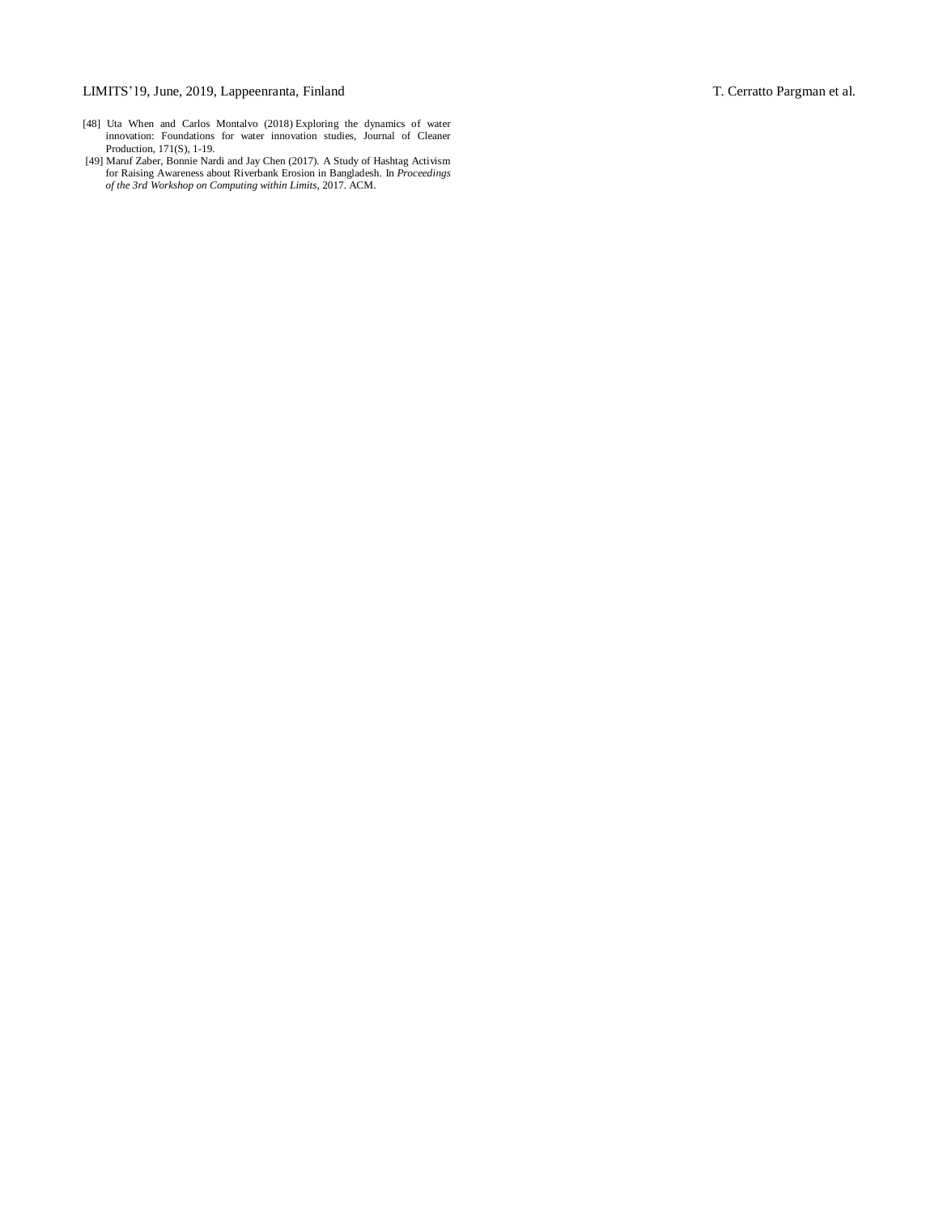[48] Uta When and Carlos Montalvo (2018) Exploring the dynamics of water innovation: Foundations for water innovation studies, Journal of Cleaner Production, 171(S), 1-19.

[49] Maruf Zaber, Bonnie Nardi and Jay Chen (2017). A Study of Hashtag Activism for Raising Awareness about Riverbank Erosion in Bangladesh. In *Proceedings of the 3rd Workshop on Computing within Limits*, 2017. ACM.